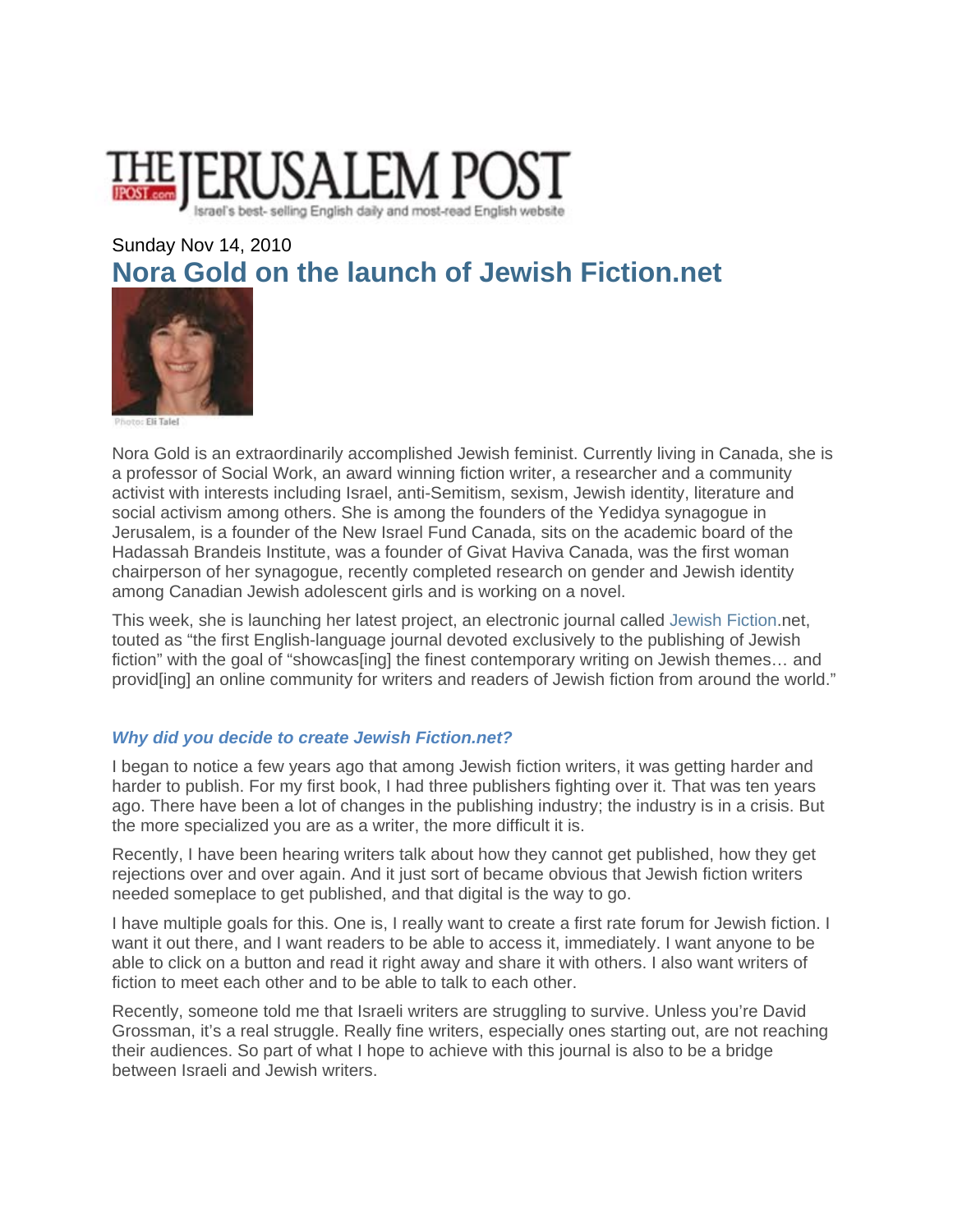THE JERUSALEM POST

IPOST.com

Israel's best-selling English daily and most-read English website

Sunday Nov 14, 2010

# Nora Gold on the launch of Jewish Fiction.net

Photo: Eli Talel

Nora Gold is an extraordinarily accomplished Jewish feminist. Currently living in Canada, she is a professor of Social Work, an award winning fiction writer, a researcher and a community activist with interests including Israel, anti-Semitism, sexism, Jewish identity, literature and social activism among others. She is among the founders of the Yedidya synagogue in Jerusalem, is a founder of the New Israel Fund Canada, sits on the academic board of the Hadassah Brandeis Institute, was a founder of Givat Haviva Canada, was the first woman chairperson of her synagogue, recently completed research on gender and Jewish identity among Canadian Jewish adolescent girls and is working on a novel.

This week, she is launching her latest project, an electronic journal called Jewish Fiction.net, touted as "the first English-language journal devoted exclusively to the publishing of Jewish fiction" with the goal of "showcas[ing] the finest contemporary writing on Jewish themes… and provid[ing] an online community for writers and readers of Jewish fiction from around the world."

***Why did you decide to create Jewish Fiction.net?***

I began to notice a few years ago that among Jewish fiction writers, it was getting harder and harder to publish. For my first book, I had three publishers fighting over it. That was ten years ago. There have been a lot of changes in the publishing industry; the industry is in a crisis. But the more specialized you are as a writer, the more difficult it is.

Recently, I have been hearing writers talk about how they cannot get published, how they get rejections over and over again. And it just sort of became obvious that Jewish fiction writers needed someplace to get published, and that digital is the way to go.

I have multiple goals for this. One is, I really want to create a first rate forum for Jewish fiction. I want it out there, and I want readers to be able to access it, immediately. I want anyone to be able to click on a button and read it right away and share it with others. I also want writers of fiction to meet each other and to be able to talk to each other.

Recently, someone told me that Israeli writers are struggling to survive. Unless you're David Grossman, it's a real struggle. Really fine writers, especially ones starting out, are not reaching their audiences. So part of what I hope to achieve with this journal is also to be a bridge between Israeli and Jewish writers.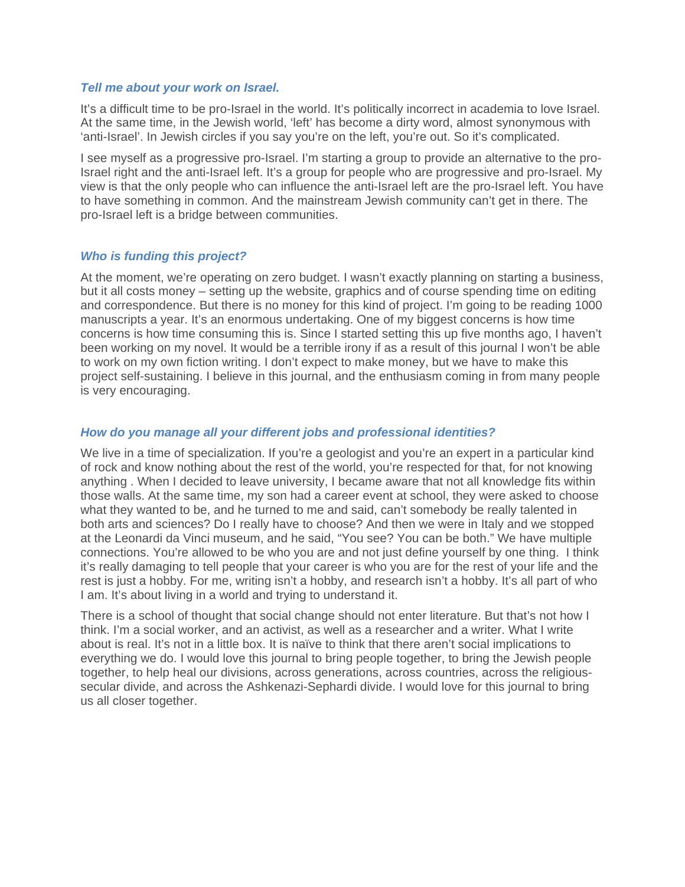***Tell me about your work on Israel.***

It's a difficult time to be pro-Israel in the world. It's politically incorrect in academia to love Israel. At the same time, in the Jewish world, 'left' has become a dirty word, almost synonymous with 'anti-Israel'. In Jewish circles if you say you're on the left, you're out. So it's complicated.

I see myself as a progressive pro-Israel. I'm starting a group to provide an alternative to the pro-Israel right and the anti-Israel left. It's a group for people who are progressive and pro-Israel. My view is that the only people who can influence the anti-Israel left are the pro-Israel left. You have to have something in common. And the mainstream Jewish community can't get in there. The pro-Israel left is a bridge between communities.

***Who is funding this project?***

At the moment, we're operating on zero budget. I wasn't exactly planning on starting a business, but it all costs money – setting up the website, graphics and of course spending time on editing and correspondence. But there is no money for this kind of project. I'm going to be reading 1000 manuscripts a year. It's an enormous undertaking. One of my biggest concerns is how time concerns is how time consuming this is. Since I started setting this up five months ago, I haven't been working on my novel. It would be a terrible irony if as a result of this journal I won't be able to work on my own fiction writing. I don't expect to make money, but we have to make this project self-sustaining. I believe in this journal, and the enthusiasm coming in from many people is very encouraging.

***How do you manage all your different jobs and professional identities?***

We live in a time of specialization. If you're a geologist and you're an expert in a particular kind of rock and know nothing about the rest of the world, you're respected for that, for not knowing anything . When I decided to leave university, I became aware that not all knowledge fits within those walls. At the same time, my son had a career event at school, they were asked to choose what they wanted to be, and he turned to me and said, can't somebody be really talented in both arts and sciences? Do I really have to choose? And then we were in Italy and we stopped at the Leonardi da Vinci museum, and he said, "You see? You can be both." We have multiple connections. You're allowed to be who you are and not just define yourself by one thing. I think it's really damaging to tell people that your career is who you are for the rest of your life and the rest is just a hobby. For me, writing isn't a hobby, and research isn't a hobby. It's all part of who I am. It's about living in a world and trying to understand it.

There is a school of thought that social change should not enter literature. But that's not how I think. I'm a social worker, and an activist, as well as a researcher and a writer. What I write about is real. It's not in a little box. It is naïve to think that there aren't social implications to everything we do. I would love this journal to bring people together, to bring the Jewish people together, to help heal our divisions, across generations, across countries, across the religious-secular divide, and across the Ashkenazi-Sephardi divide. I would love for this journal to bring us all closer together.